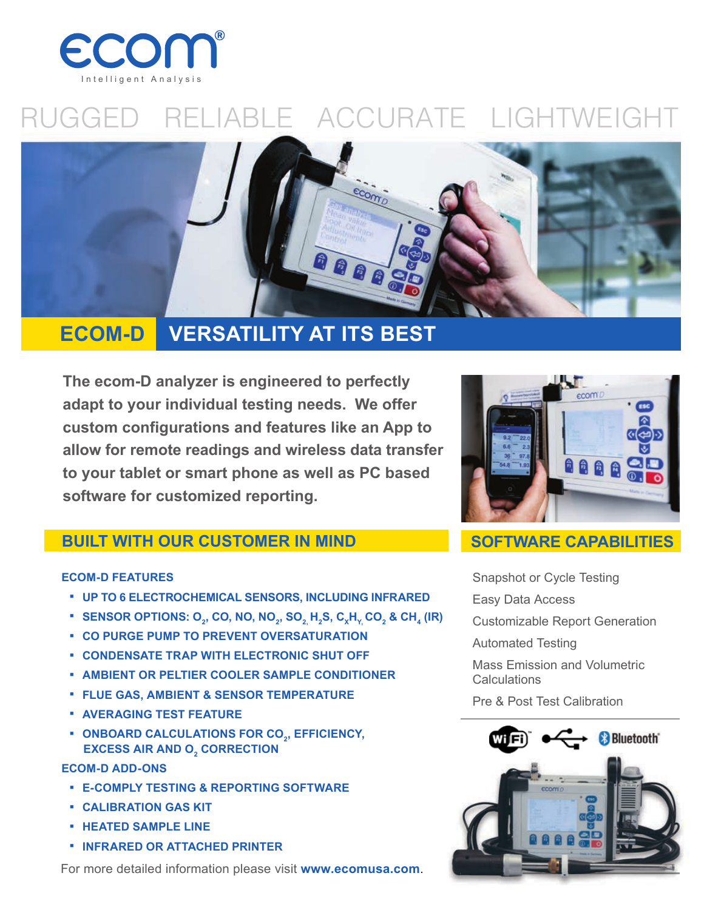ecom®
Intelligent Analysis

RUGGED RELIABLE ACCURATE LIGHTWEIGHT

# ECOM-D VERSATILITY AT ITS BEST

**The ecom-D analyzer is engineered to perfectly adapt to your individual testing needs. We offer custom configurations and features like an App to allow for remote readings and wireless data transfer to your tablet or smart phone as well as PC based software for customized reporting.**

## BUILT WITH OUR CUSTOMER IN MIND

### ECOM-D FEATURES

- UP TO 6 ELECTROCHEMICAL SENSORS, INCLUDING INFRARED
- SENSOR OPTIONS: $O_2$, CO, NO, $NO_2$, $SO_2$, $H_2S$, $C_xH_y$, $CO_2$ & $CH_4$ (IR)
- CO PURGE PUMP TO PREVENT OVERSATURATION
- CONDENSATE TRAP WITH ELECTRONIC SHUT OFF
- AMBIENT OR PELTIER COOLER SAMPLE CONDITIONER
- FLUE GAS, AMBIENT & SENSOR TEMPERATURE
- AVERAGING TEST FEATURE
- ONBOARD CALCULATIONS FOR $CO_2$, EFFICIENCY, EXCESS AIR AND $O_2$ CORRECTION

### ECOM-D ADD-ONS

- E-COMPLY TESTING & REPORTING SOFTWARE
- CALIBRATION GAS KIT
- HEATED SAMPLE LINE
- INFRARED OR ATTACHED PRINTER

For more detailed information please visit **www.ecomusa.com**.

## SOFTWARE CAPABILITIES

Snapshot or Cycle Testing

Easy Data Access

Customizable Report Generation

Automated Testing

Mass Emission and Volumetric Calculations

Pre & Post Test Calibration

WiFi Bluetooth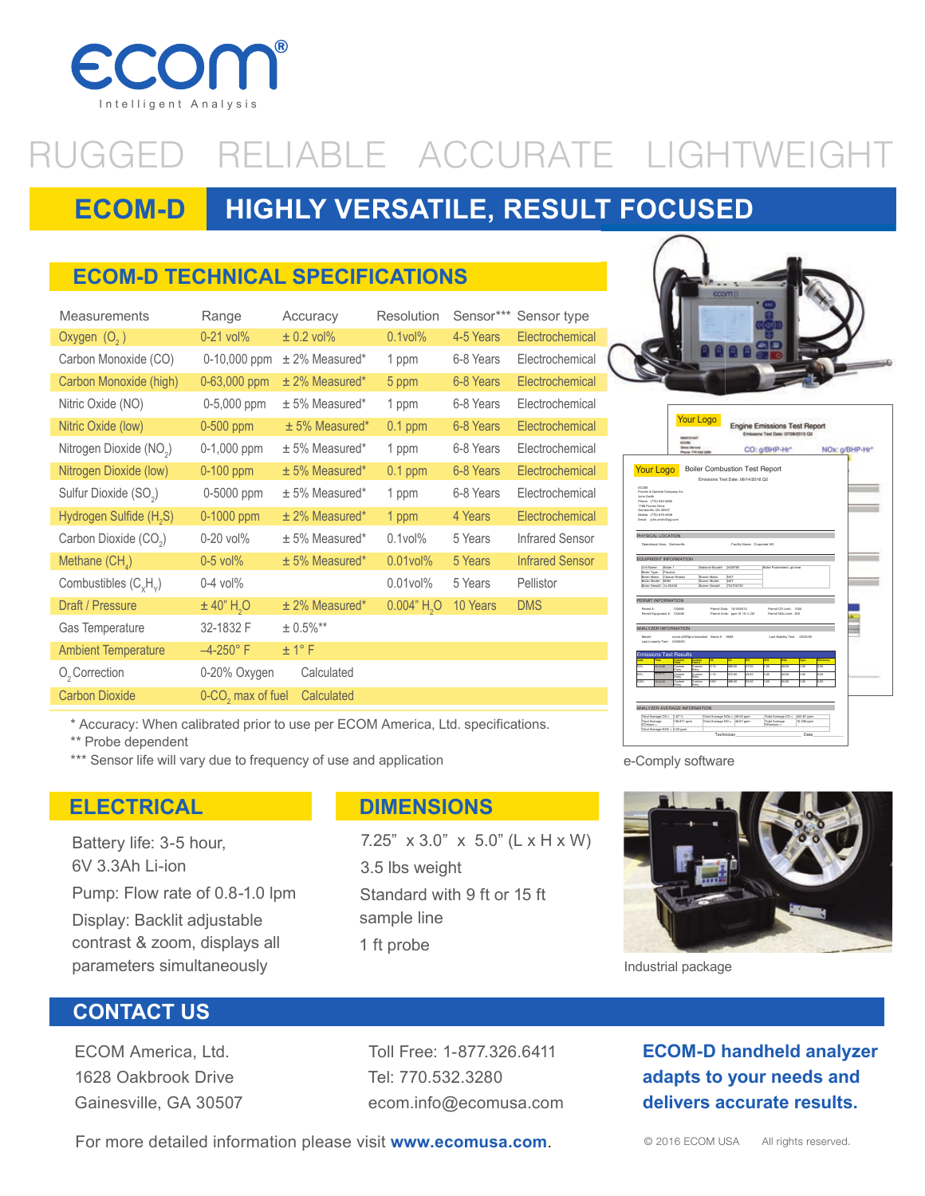ecom®

Intelligent Analysis

# RUGGED RELIABLE ACCURATE LIGHTWEIGHT

## ECOM-D HIGHLY VERSATILE, RESULT FOCUSED

## ECOM-D TECHNICAL SPECIFICATIONS

| Measurements | Range | Accuracy | Resolution | Sensor*** | Sensor type |
|---|---|---|---|---|---|
| Oxygen ($O_2$) | 0-21 vol% | ± 0.2 vol% | 0.1vol% | 4-5 Years | Electrochemical |
| Carbon Monoxide (CO) | 0-10,000 ppm | ± 2% Measured* | 1 ppm | 6-8 Years | Electrochemical |
| Carbon Monoxide (high) | 0-63,000 ppm | ± 2% Measured* | 5 ppm | 6-8 Years | Electrochemical |
| Nitric Oxide (NO) | 0-5,000 ppm | ± 5% Measured* | 1 ppm | 6-8 Years | Electrochemical |
| Nitric Oxide (low) | 0-500 ppm | ± 5% Measured* | 0.1 ppm | 6-8 Years | Electrochemical |
| Nitrogen Dioxide ($NO_2$) | 0-1,000 ppm | ± 5% Measured* | 1 ppm | 6-8 Years | Electrochemical |
| Nitrogen Dioxide (low) | 0-100 ppm | ± 5% Measured* | 0.1 ppm | 6-8 Years | Electrochemical |
| Sulfur Dioxide ($SO_2$) | 0-5000 ppm | ± 5% Measured* | 1 ppm | 6-8 Years | Electrochemical |
| Hydrogen Sulfide ($H_2S$) | 0-1000 ppm | ± 2% Measured* | 1 ppm | 4 Years | Electrochemical |
| Carbon Dioxide ($CO_2$) | 0-20 vol% | ± 5% Measured* | 0.1vol% | 5 Years | Infrared Sensor |
| Methane ($CH_4$) | 0-5 vol% | ± 5% Measured* | 0.01vol% | 5 Years | Infrared Sensor |
| Combustibles ($C_xH_y$) | 0-4 vol% | | 0.01vol% | 5 Years | Pellistor |
| Draft / Pressure | ± 40" $H_2O$ | ± 2% Measured* | 0.004" $H_2O$ | 10 Years | DMS |
| Gas Temperature | 32-1832 F | ± 0.5%** | | | |
| Ambient Temperature | –4-250° F | ± 1° F | | | |
| $O_2$ Correction | 0-20% Oxygen | Calculated | | | |
| Carbon Dioxide | 0-$CO_2$ max of fuel | Calculated | | | |

\* Accuracy: When calibrated prior to use per ECOM America, Ltd. specifications.
\** Probe dependent
\*** Sensor life will vary due to frequency of use and application

e-Comply software

## ELECTRICAL

Battery life: 3-5 hour, 6V 3.3Ah Li-ion

Pump: Flow rate of 0.8-1.0 lpm

Display: Backlit adjustable contrast & zoom, displays all parameters simultaneously

## DIMENSIONS

7.25" x 3.0" x 5.0" (L x H x W)

3.5 lbs weight

Standard with 9 ft or 15 ft sample line

1 ft probe

Industrial package

## CONTACT US

ECOM America, Ltd.
1628 Oakbrook Drive
Gainesville, GA 30507

Toll Free: 1-877.326.6411
Tel: 770.532.3280
ecom.info@ecomusa.com

**ECOM-D handheld analyzer adapts to your needs and delivers accurate results.**

For more detailed information please visit **www.ecomusa.com**.

© 2016 ECOM USA All rights reserved.